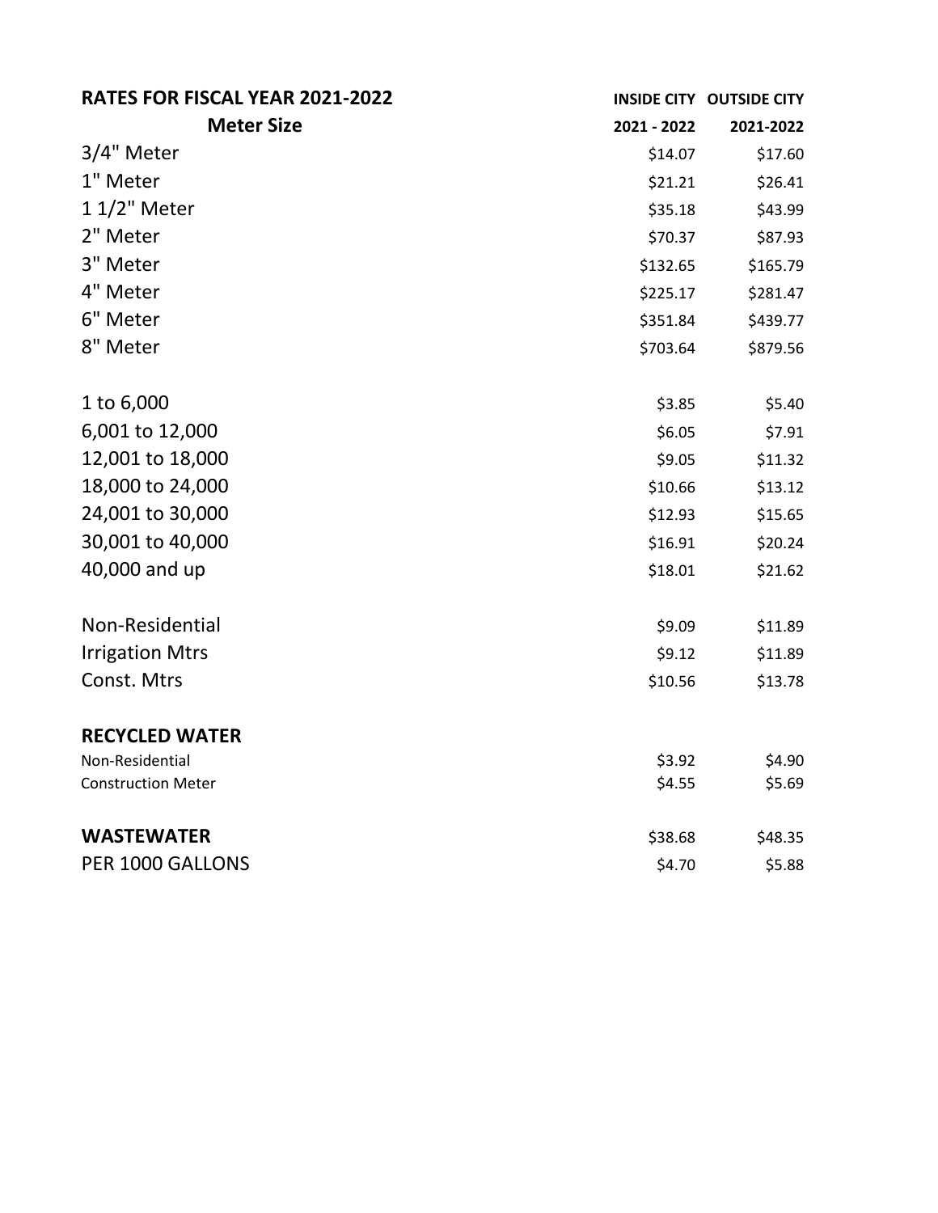| RATES FOR FISCAL YEAR 2021-2022 | INSIDE CITY | OUTSIDE CITY |
|---|---|---|
| **Meter Size** | **2021 - 2022** | **2021-2022** |
| 3/4" Meter | $14.07 | $17.60 |
| 1" Meter | $21.21 | $26.41 |
| 1 1/2" Meter | $35.18 | $43.99 |
| 2" Meter | $70.37 | $87.93 |
| 3" Meter | $132.65 | $165.79 |
| 4" Meter | $225.17 | $281.47 |
| 6" Meter | $351.84 | $439.77 |
| 8" Meter | $703.64 | $879.56 |
| | | |
| 1 to 6,000 | $3.85 | $5.40 |
| 6,001 to 12,000 | $6.05 | $7.91 |
| 12,001 to 18,000 | $9.05 | $11.32 |
| 18,000 to 24,000 | $10.66 | $13.12 |
| 24,001 to 30,000 | $12.93 | $15.65 |
| 30,001 to 40,000 | $16.91 | $20.24 |
| 40,000 and up | $18.01 | $21.62 |
| | | |
| Non-Residential | $9.09 | $11.89 |
| Irrigation Mtrs | $9.12 | $11.89 |
| Const. Mtrs | $10.56 | $13.78 |
| | | |
| **RECYCLED WATER** | | |
| Non-Residential | $3.92 | $4.90 |
| Construction Meter | $4.55 | $5.69 |
| | | |
| **WASTEWATER** | $38.68 | $48.35 |
| PER 1000 GALLONS | $4.70 | $5.88 |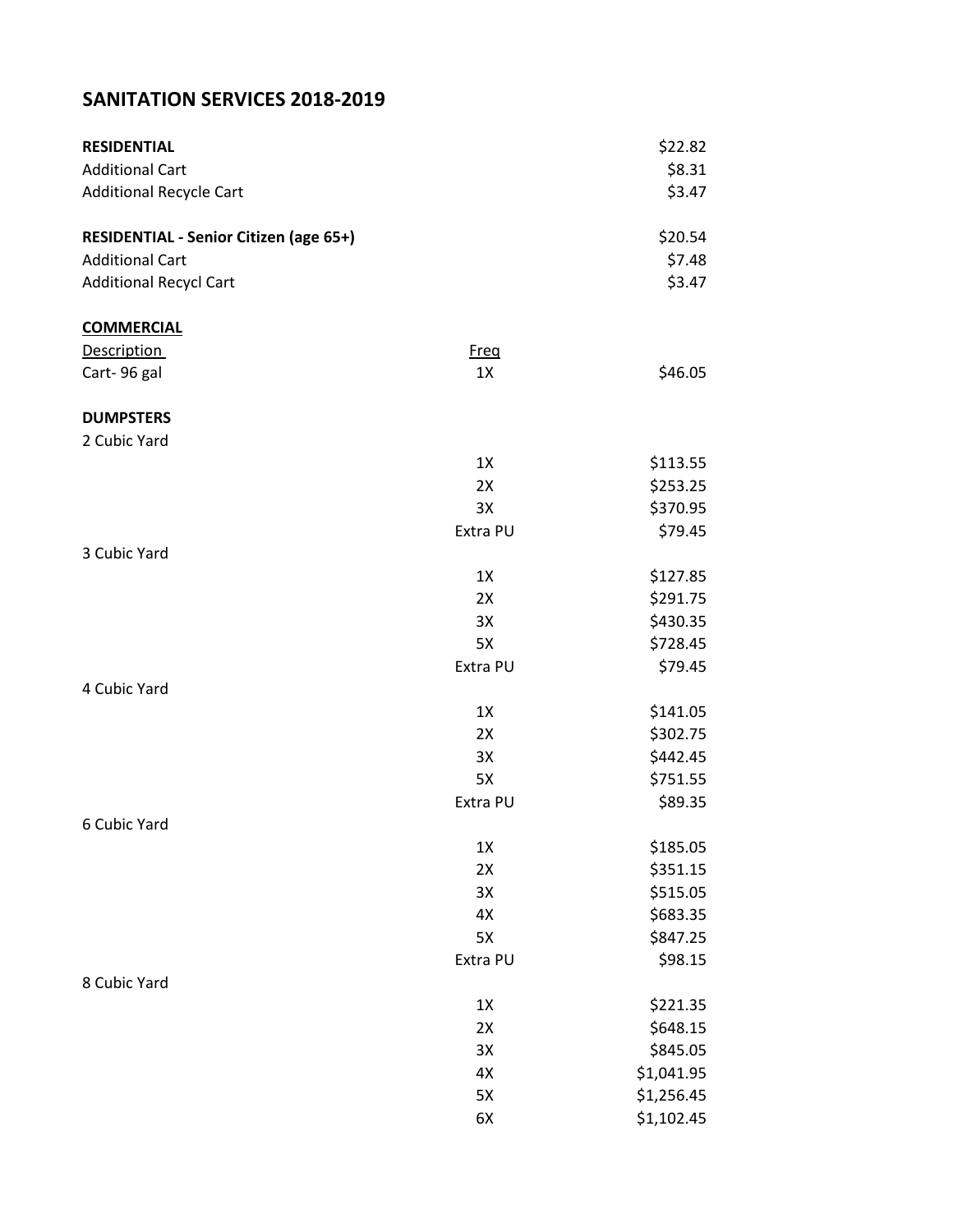# SANITATION SERVICES 2018-2019

| | | |
|---|---|---|
| **RESIDENTIAL** | | $22.82 |
| Additional Cart | | $8.31 |
| Additional Recycle Cart | | $3.47 |
| | | |
| **RESIDENTIAL - Senior Citizen (age 65+)** | | $20.54 |
| Additional Cart | | $7.48 |
| Additional Recycl Cart | | $3.47 |
| | | |
| **COMMERCIAL** | | |
| Description | Freq | |
| Cart- 96 gal | 1X | $46.05 |
| | | |
| **DUMPSTERS** | | |
| 2 Cubic Yard | | |
| | 1X | $113.55 |
| | 2X | $253.25 |
| | 3X | $370.95 |
| | Extra PU | $79.45 |
| 3 Cubic Yard | | |
| | 1X | $127.85 |
| | 2X | $291.75 |
| | 3X | $430.35 |
| | 5X | $728.45 |
| | Extra PU | $79.45 |
| 4 Cubic Yard | | |
| | 1X | $141.05 |
| | 2X | $302.75 |
| | 3X | $442.45 |
| | 5X | $751.55 |
| | Extra PU | $89.35 |
| 6 Cubic Yard | | |
| | 1X | $185.05 |
| | 2X | $351.15 |
| | 3X | $515.05 |
| | 4X | $683.35 |
| | 5X | $847.25 |
| | Extra PU | $98.15 |
| 8 Cubic Yard | | |
| | 1X | $221.35 |
| | 2X | $648.15 |
| | 3X | $845.05 |
| | 4X | $1,041.95 |
| | 5X | $1,256.45 |
| | 6X | $1,102.45 |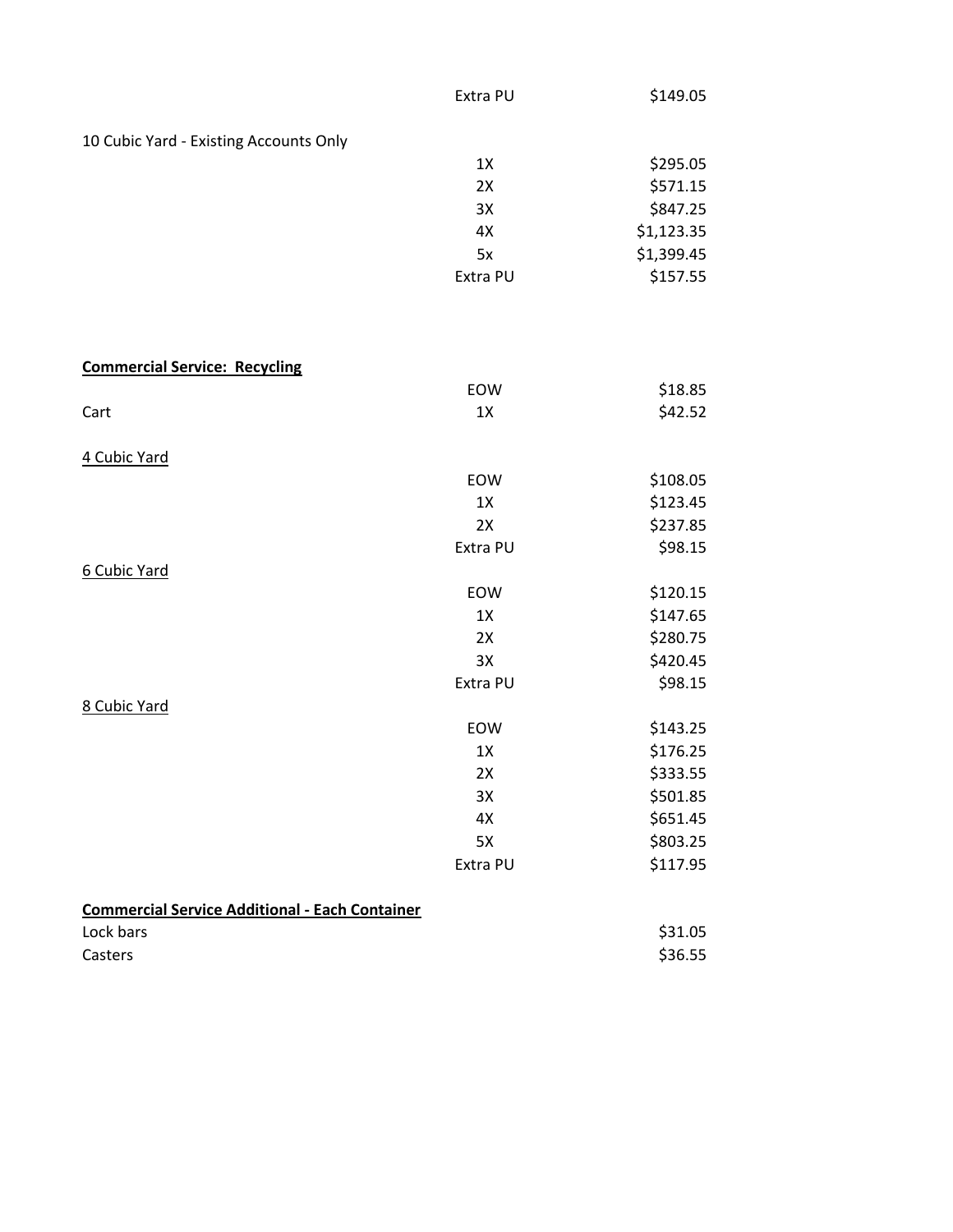| | | |
|---|---|---|
| | Extra PU | $149.05 |

| | | |
|---|---|---|
| 10 Cubic Yard - Existing Accounts Only | | |
| | 1X | $295.05 |
| | 2X | $571.15 |
| | 3X | $847.25 |
| | 4X | $1,123.35 |
| | 5x | $1,399.45 |
| | Extra PU | $157.55 |

**<u>Commercial Service: Recycling</u>**

| | | |
|---|---|---|
| | EOW | $18.85 |
| Cart | 1X | $42.52 |
| <u>4 Cubic Yard</u> | | |
| | EOW | $108.05 |
| | 1X | $123.45 |
| | 2X | $237.85 |
| | Extra PU | $98.15 |
| <u>6 Cubic Yard</u> | | |
| | EOW | $120.15 |
| | 1X | $147.65 |
| | 2X | $280.75 |
| | 3X | $420.45 |
| | Extra PU | $98.15 |
| <u>8 Cubic Yard</u> | | |
| | EOW | $143.25 |
| | 1X | $176.25 |
| | 2X | $333.55 |
| | 3X | $501.85 |
| | 4X | $651.45 |
| | 5X | $803.25 |
| | Extra PU | $117.95 |

**<u>Commercial Service Additional - Each Container</u>**

| | |
|---|---|
| Lock bars | $31.05 |
| Casters | $36.55 |